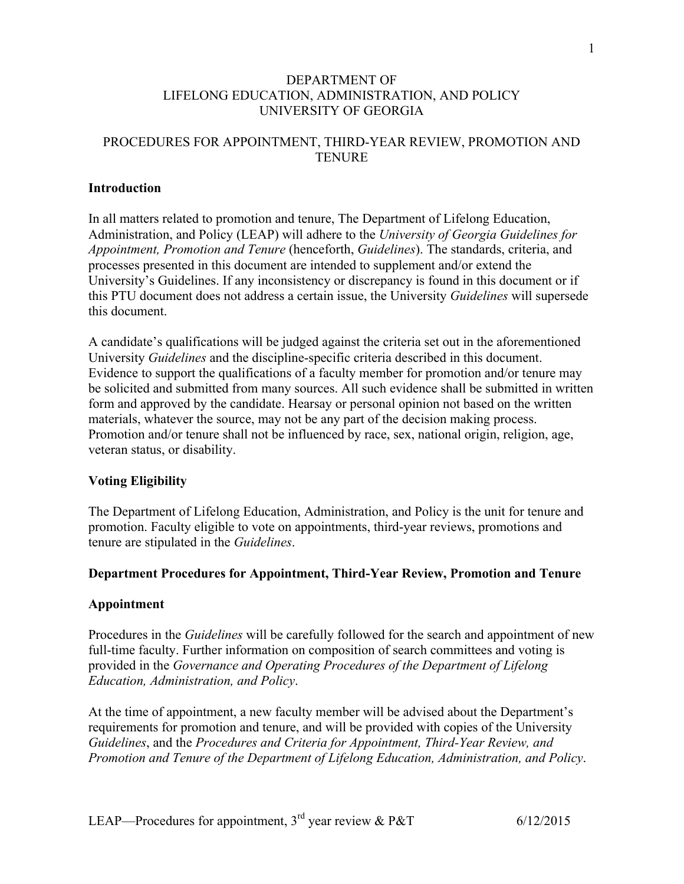# DEPARTMENT OF
# LIFELONG EDUCATION, ADMINISTRATION, AND POLICY
# UNIVERSITY OF GEORGIA

## PROCEDURES FOR APPOINTMENT, THIRD-YEAR REVIEW, PROMOTION AND TENURE

**Introduction**

In all matters related to promotion and tenure, The Department of Lifelong Education, Administration, and Policy (LEAP) will adhere to the *University of Georgia Guidelines for Appointment, Promotion and Tenure* (henceforth, *Guidelines*). The standards, criteria, and processes presented in this document are intended to supplement and/or extend the University's Guidelines. If any inconsistency or discrepancy is found in this document or if this PTU document does not address a certain issue, the University *Guidelines* will supersede this document.

A candidate's qualifications will be judged against the criteria set out in the aforementioned University *Guidelines* and the discipline-specific criteria described in this document. Evidence to support the qualifications of a faculty member for promotion and/or tenure may be solicited and submitted from many sources. All such evidence shall be submitted in written form and approved by the candidate. Hearsay or personal opinion not based on the written materials, whatever the source, may not be any part of the decision making process. Promotion and/or tenure shall not be influenced by race, sex, national origin, religion, age, veteran status, or disability.

**Voting Eligibility**

The Department of Lifelong Education, Administration, and Policy is the unit for tenure and promotion. Faculty eligible to vote on appointments, third-year reviews, promotions and tenure are stipulated in the *Guidelines*.

**Department Procedures for Appointment, Third-Year Review, Promotion and Tenure**

**Appointment**

Procedures in the *Guidelines* will be carefully followed for the search and appointment of new full-time faculty. Further information on composition of search committees and voting is provided in the *Governance and Operating Procedures of the Department of Lifelong Education, Administration, and Policy*.

At the time of appointment, a new faculty member will be advised about the Department's requirements for promotion and tenure, and will be provided with copies of the University *Guidelines*, and the *Procedures and Criteria for Appointment, Third-Year Review, and Promotion and Tenure of the Department of Lifelong Education, Administration, and Policy*.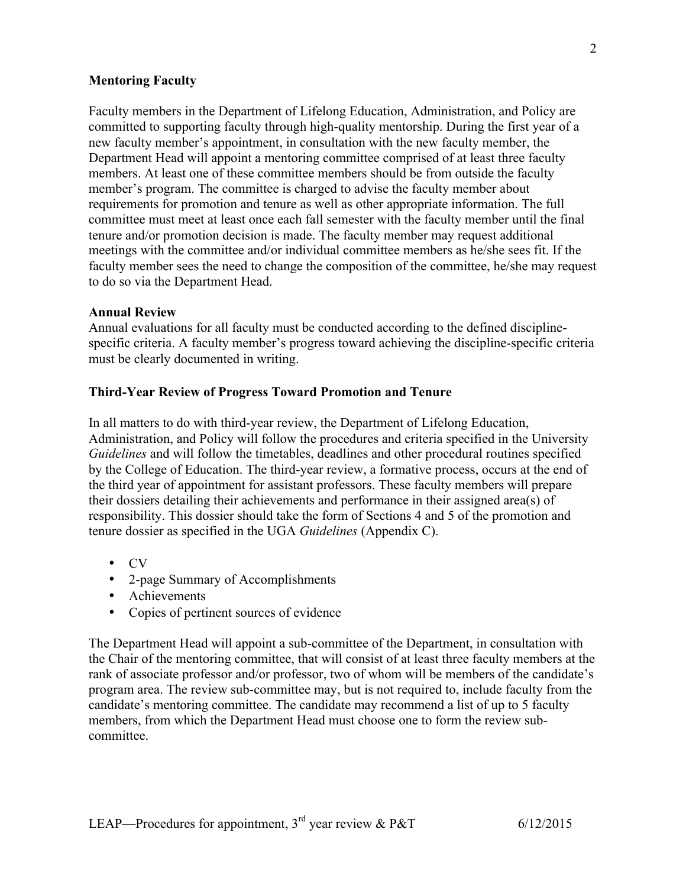**Mentoring Faculty**

Faculty members in the Department of Lifelong Education, Administration, and Policy are committed to supporting faculty through high-quality mentorship. During the first year of a new faculty member's appointment, in consultation with the new faculty member, the Department Head will appoint a mentoring committee comprised of at least three faculty members. At least one of these committee members should be from outside the faculty member's program. The committee is charged to advise the faculty member about requirements for promotion and tenure as well as other appropriate information. The full committee must meet at least once each fall semester with the faculty member until the final tenure and/or promotion decision is made. The faculty member may request additional meetings with the committee and/or individual committee members as he/she sees fit. If the faculty member sees the need to change the composition of the committee, he/she may request to do so via the Department Head.

**Annual Review**

Annual evaluations for all faculty must be conducted according to the defined discipline-specific criteria. A faculty member's progress toward achieving the discipline-specific criteria must be clearly documented in writing.

**Third-Year Review of Progress Toward Promotion and Tenure**

In all matters to do with third-year review, the Department of Lifelong Education, Administration, and Policy will follow the procedures and criteria specified in the University *Guidelines* and will follow the timetables, deadlines and other procedural routines specified by the College of Education. The third-year review, a formative process, occurs at the end of the third year of appointment for assistant professors. These faculty members will prepare their dossiers detailing their achievements and performance in their assigned area(s) of responsibility. This dossier should take the form of Sections 4 and 5 of the promotion and tenure dossier as specified in the UGA *Guidelines* (Appendix C).

- CV
- 2-page Summary of Accomplishments
- Achievements
- Copies of pertinent sources of evidence

The Department Head will appoint a sub-committee of the Department, in consultation with the Chair of the mentoring committee, that will consist of at least three faculty members at the rank of associate professor and/or professor, two of whom will be members of the candidate's program area. The review sub-committee may, but is not required to, include faculty from the candidate's mentoring committee. The candidate may recommend a list of up to 5 faculty members, from which the Department Head must choose one to form the review sub-committee.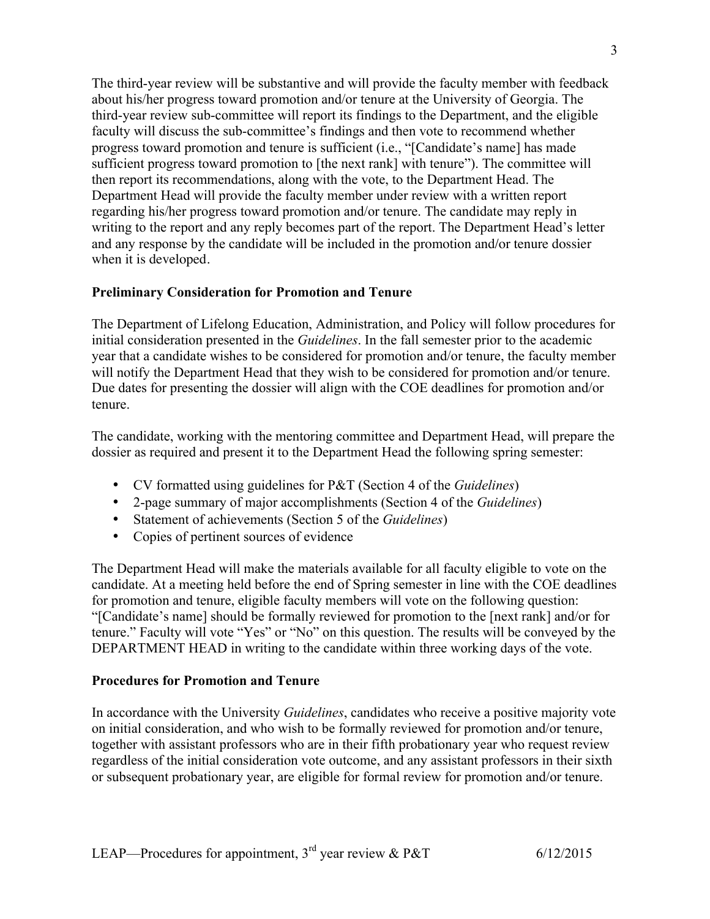The third-year review will be substantive and will provide the faculty member with feedback about his/her progress toward promotion and/or tenure at the University of Georgia. The third-year review sub-committee will report its findings to the Department, and the eligible faculty will discuss the sub-committee's findings and then vote to recommend whether progress toward promotion and tenure is sufficient (i.e., "[Candidate's name] has made sufficient progress toward promotion to [the next rank] with tenure"). The committee will then report its recommendations, along with the vote, to the Department Head. The Department Head will provide the faculty member under review with a written report regarding his/her progress toward promotion and/or tenure. The candidate may reply in writing to the report and any reply becomes part of the report. The Department Head's letter and any response by the candidate will be included in the promotion and/or tenure dossier when it is developed.

### Preliminary Consideration for Promotion and Tenure

The Department of Lifelong Education, Administration, and Policy will follow procedures for initial consideration presented in the *Guidelines*. In the fall semester prior to the academic year that a candidate wishes to be considered for promotion and/or tenure, the faculty member will notify the Department Head that they wish to be considered for promotion and/or tenure. Due dates for presenting the dossier will align with the COE deadlines for promotion and/or tenure.

The candidate, working with the mentoring committee and Department Head, will prepare the dossier as required and present it to the Department Head the following spring semester:

- CV formatted using guidelines for P&T (Section 4 of the *Guidelines*)
- 2-page summary of major accomplishments (Section 4 of the *Guidelines*)
- Statement of achievements (Section 5 of the *Guidelines*)
- Copies of pertinent sources of evidence

The Department Head will make the materials available for all faculty eligible to vote on the candidate. At a meeting held before the end of Spring semester in line with the COE deadlines for promotion and tenure, eligible faculty members will vote on the following question: "[Candidate's name] should be formally reviewed for promotion to the [next rank] and/or for tenure." Faculty will vote "Yes" or "No" on this question. The results will be conveyed by the DEPARTMENT HEAD in writing to the candidate within three working days of the vote.

### Procedures for Promotion and Tenure

In accordance with the University *Guidelines*, candidates who receive a positive majority vote on initial consideration, and who wish to be formally reviewed for promotion and/or tenure, together with assistant professors who are in their fifth probationary year who request review regardless of the initial consideration vote outcome, and any assistant professors in their sixth or subsequent probationary year, are eligible for formal review for promotion and/or tenure.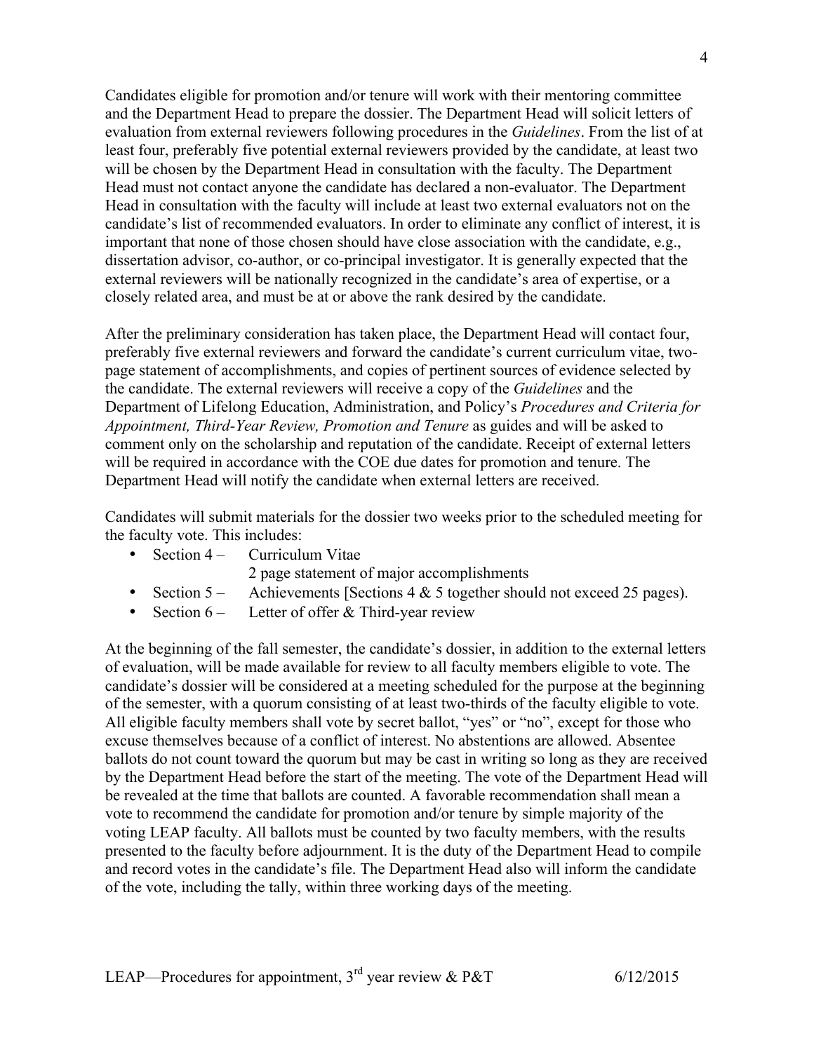Candidates eligible for promotion and/or tenure will work with their mentoring committee and the Department Head to prepare the dossier. The Department Head will solicit letters of evaluation from external reviewers following procedures in the *Guidelines*. From the list of at least four, preferably five potential external reviewers provided by the candidate, at least two will be chosen by the Department Head in consultation with the faculty. The Department Head must not contact anyone the candidate has declared a non-evaluator. The Department Head in consultation with the faculty will include at least two external evaluators not on the candidate's list of recommended evaluators. In order to eliminate any conflict of interest, it is important that none of those chosen should have close association with the candidate, e.g., dissertation advisor, co-author, or co-principal investigator. It is generally expected that the external reviewers will be nationally recognized in the candidate's area of expertise, or a closely related area, and must be at or above the rank desired by the candidate.

After the preliminary consideration has taken place, the Department Head will contact four, preferably five external reviewers and forward the candidate's current curriculum vitae, two-page statement of accomplishments, and copies of pertinent sources of evidence selected by the candidate. The external reviewers will receive a copy of the *Guidelines* and the Department of Lifelong Education, Administration, and Policy's *Procedures and Criteria for Appointment, Third-Year Review, Promotion and Tenure* as guides and will be asked to comment only on the scholarship and reputation of the candidate. Receipt of external letters will be required in accordance with the COE due dates for promotion and tenure. The Department Head will notify the candidate when external letters are received.

Candidates will submit materials for the dossier two weeks prior to the scheduled meeting for the faculty vote. This includes:

- Section 4 – Curriculum Vitae
  2 page statement of major accomplishments
- Section 5 – Achievements [Sections 4 & 5 together should not exceed 25 pages).
- Section 6 – Letter of offer & Third-year review

At the beginning of the fall semester, the candidate's dossier, in addition to the external letters of evaluation, will be made available for review to all faculty members eligible to vote. The candidate's dossier will be considered at a meeting scheduled for the purpose at the beginning of the semester, with a quorum consisting of at least two-thirds of the faculty eligible to vote. All eligible faculty members shall vote by secret ballot, "yes" or "no", except for those who excuse themselves because of a conflict of interest. No abstentions are allowed. Absentee ballots do not count toward the quorum but may be cast in writing so long as they are received by the Department Head before the start of the meeting. The vote of the Department Head will be revealed at the time that ballots are counted. A favorable recommendation shall mean a vote to recommend the candidate for promotion and/or tenure by simple majority of the voting LEAP faculty. All ballots must be counted by two faculty members, with the results presented to the faculty before adjournment. It is the duty of the Department Head to compile and record votes in the candidate's file. The Department Head also will inform the candidate of the vote, including the tally, within three working days of the meeting.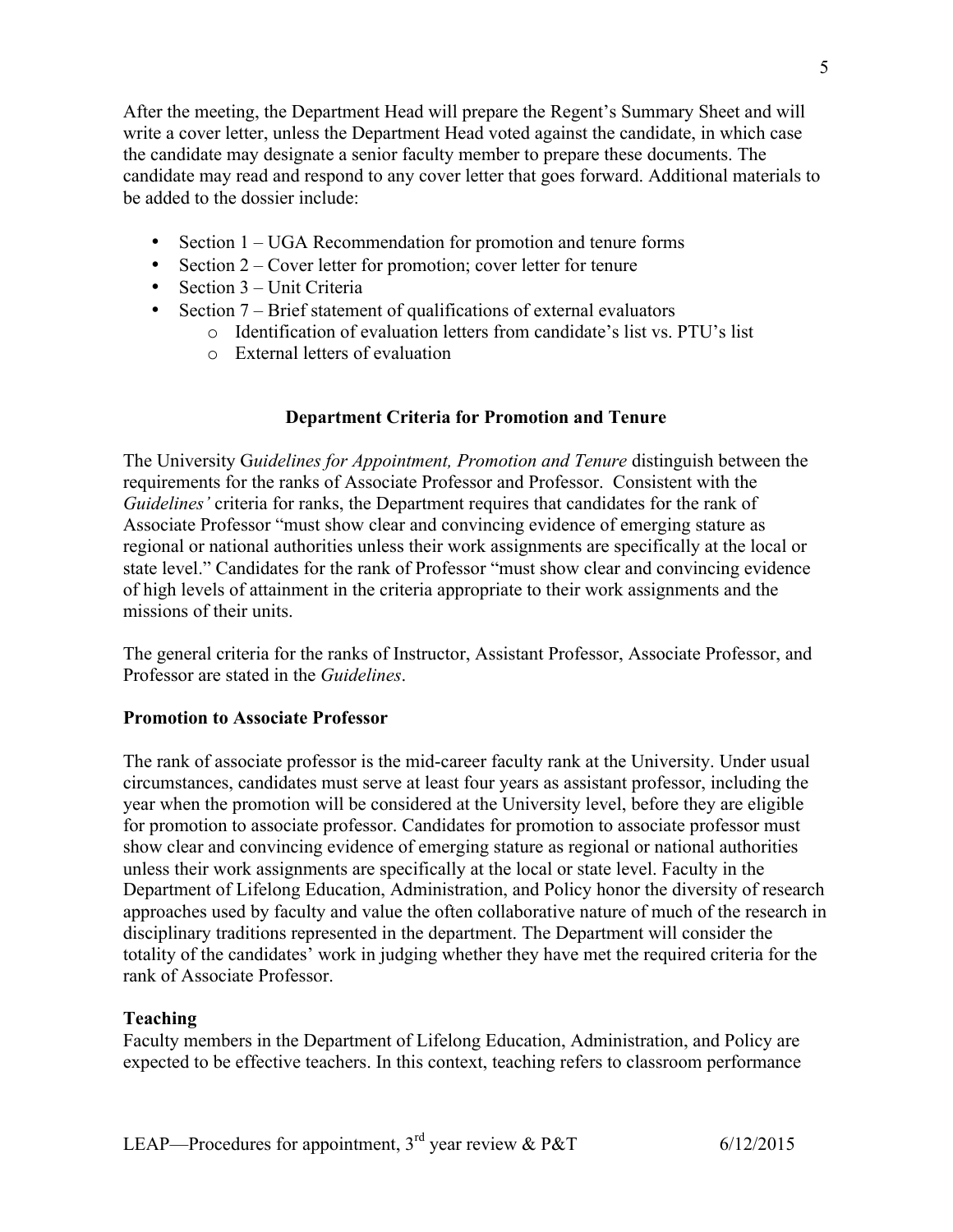After the meeting, the Department Head will prepare the Regent's Summary Sheet and will write a cover letter, unless the Department Head voted against the candidate, in which case the candidate may designate a senior faculty member to prepare these documents. The candidate may read and respond to any cover letter that goes forward. Additional materials to be added to the dossier include:

- Section 1 – UGA Recommendation for promotion and tenure forms
- Section 2 – Cover letter for promotion; cover letter for tenure
- Section 3 – Unit Criteria
- Section 7 – Brief statement of qualifications of external evaluators
  - Identification of evaluation letters from candidate's list vs. PTU's list
  - External letters of evaluation

## Department Criteria for Promotion and Tenure

The University G*uidelines for Appointment, Promotion and Tenure* distinguish between the requirements for the ranks of Associate Professor and Professor. Consistent with the *Guidelines'* criteria for ranks, the Department requires that candidates for the rank of Associate Professor "must show clear and convincing evidence of emerging stature as regional or national authorities unless their work assignments are specifically at the local or state level." Candidates for the rank of Professor "must show clear and convincing evidence of high levels of attainment in the criteria appropriate to their work assignments and the missions of their units.

The general criteria for the ranks of Instructor, Assistant Professor, Associate Professor, and Professor are stated in the *Guidelines*.

### Promotion to Associate Professor

The rank of associate professor is the mid-career faculty rank at the University. Under usual circumstances, candidates must serve at least four years as assistant professor, including the year when the promotion will be considered at the University level, before they are eligible for promotion to associate professor. Candidates for promotion to associate professor must show clear and convincing evidence of emerging stature as regional or national authorities unless their work assignments are specifically at the local or state level. Faculty in the Department of Lifelong Education, Administration, and Policy honor the diversity of research approaches used by faculty and value the often collaborative nature of much of the research in disciplinary traditions represented in the department. The Department will consider the totality of the candidates' work in judging whether they have met the required criteria for the rank of Associate Professor.

### Teaching

Faculty members in the Department of Lifelong Education, Administration, and Policy are expected to be effective teachers. In this context, teaching refers to classroom performance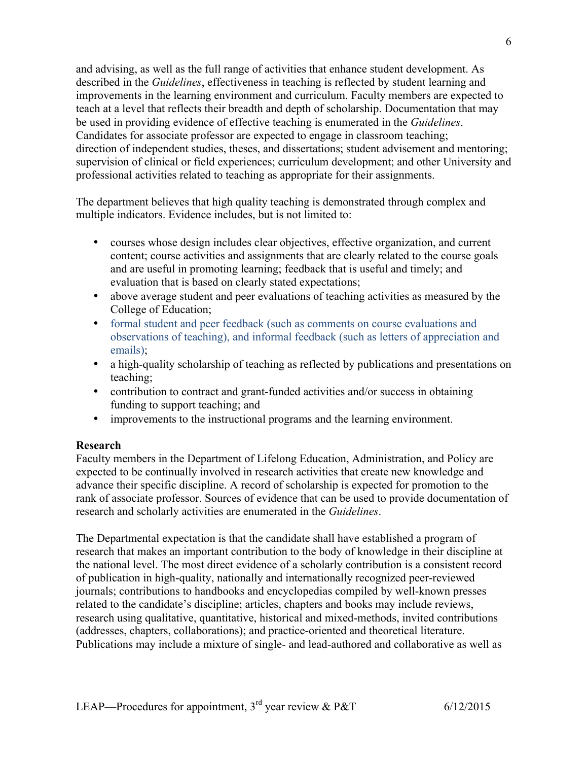and advising, as well as the full range of activities that enhance student development. As described in the *Guidelines*, effectiveness in teaching is reflected by student learning and improvements in the learning environment and curriculum. Faculty members are expected to teach at a level that reflects their breadth and depth of scholarship. Documentation that may be used in providing evidence of effective teaching is enumerated in the *Guidelines*. Candidates for associate professor are expected to engage in classroom teaching; direction of independent studies, theses, and dissertations; student advisement and mentoring; supervision of clinical or field experiences; curriculum development; and other University and professional activities related to teaching as appropriate for their assignments.

The department believes that high quality teaching is demonstrated through complex and multiple indicators. Evidence includes, but is not limited to:

- courses whose design includes clear objectives, effective organization, and current content; course activities and assignments that are clearly related to the course goals and are useful in promoting learning; feedback that is useful and timely; and evaluation that is based on clearly stated expectations;
- above average student and peer evaluations of teaching activities as measured by the College of Education;
- formal student and peer feedback (such as comments on course evaluations and observations of teaching), and informal feedback (such as letters of appreciation and emails);
- a high-quality scholarship of teaching as reflected by publications and presentations on teaching;
- contribution to contract and grant-funded activities and/or success in obtaining funding to support teaching; and
- improvements to the instructional programs and the learning environment.

**Research**

Faculty members in the Department of Lifelong Education, Administration, and Policy are expected to be continually involved in research activities that create new knowledge and advance their specific discipline. A record of scholarship is expected for promotion to the rank of associate professor. Sources of evidence that can be used to provide documentation of research and scholarly activities are enumerated in the *Guidelines*.

The Departmental expectation is that the candidate shall have established a program of research that makes an important contribution to the body of knowledge in their discipline at the national level. The most direct evidence of a scholarly contribution is a consistent record of publication in high-quality, nationally and internationally recognized peer-reviewed journals; contributions to handbooks and encyclopedias compiled by well-known presses related to the candidate's discipline; articles, chapters and books may include reviews, research using qualitative, quantitative, historical and mixed-methods, invited contributions (addresses, chapters, collaborations); and practice-oriented and theoretical literature. Publications may include a mixture of single- and lead-authored and collaborative as well as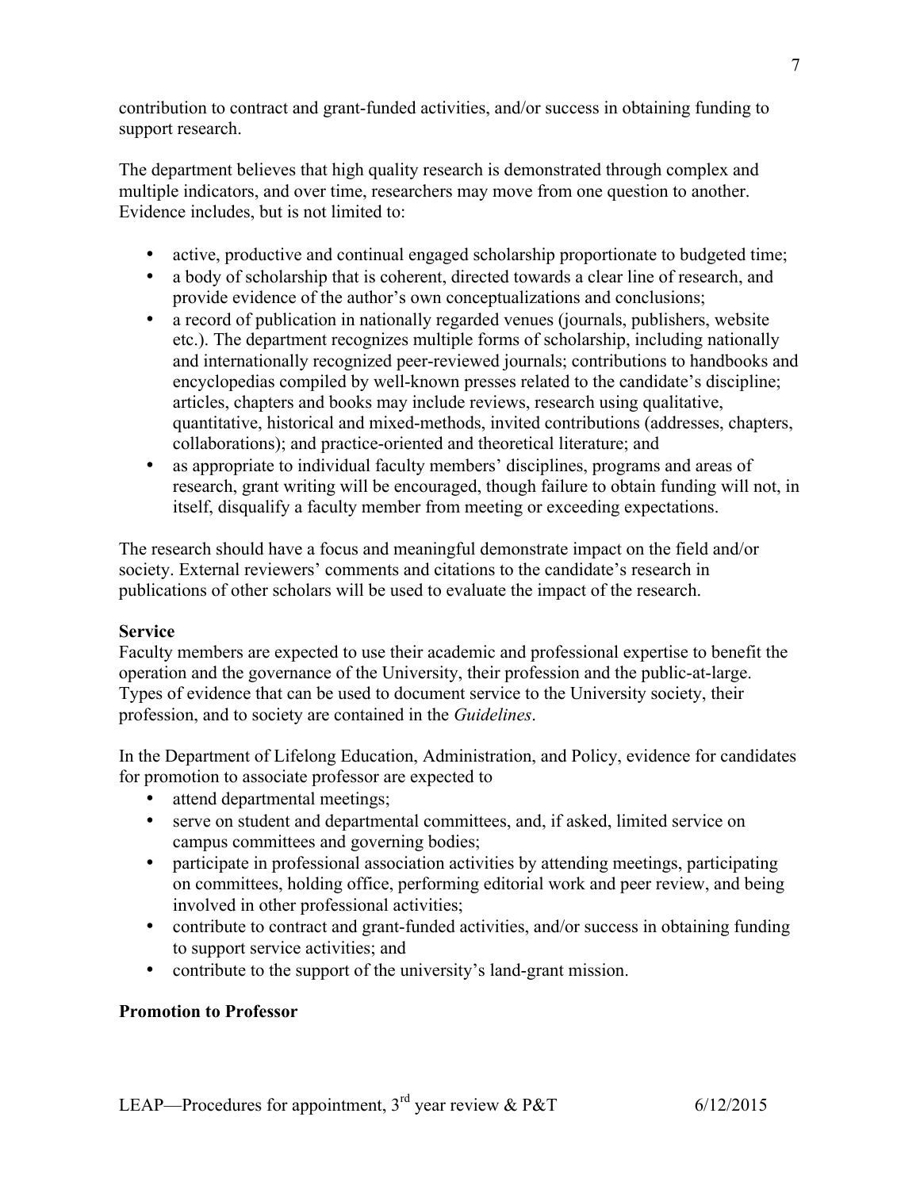contribution to contract and grant-funded activities, and/or success in obtaining funding to support research.

The department believes that high quality research is demonstrated through complex and multiple indicators, and over time, researchers may move from one question to another. Evidence includes, but is not limited to:

- active, productive and continual engaged scholarship proportionate to budgeted time;
- a body of scholarship that is coherent, directed towards a clear line of research, and provide evidence of the author's own conceptualizations and conclusions;
- a record of publication in nationally regarded venues (journals, publishers, website etc.). The department recognizes multiple forms of scholarship, including nationally and internationally recognized peer-reviewed journals; contributions to handbooks and encyclopedias compiled by well-known presses related to the candidate's discipline; articles, chapters and books may include reviews, research using qualitative, quantitative, historical and mixed-methods, invited contributions (addresses, chapters, collaborations); and practice-oriented and theoretical literature; and
- as appropriate to individual faculty members' disciplines, programs and areas of research, grant writing will be encouraged, though failure to obtain funding will not, in itself, disqualify a faculty member from meeting or exceeding expectations.

The research should have a focus and meaningful demonstrate impact on the field and/or society. External reviewers' comments and citations to the candidate's research in publications of other scholars will be used to evaluate the impact of the research.

**Service**

Faculty members are expected to use their academic and professional expertise to benefit the operation and the governance of the University, their profession and the public-at-large. Types of evidence that can be used to document service to the University society, their profession, and to society are contained in the *Guidelines*.

In the Department of Lifelong Education, Administration, and Policy, evidence for candidates for promotion to associate professor are expected to

- attend departmental meetings;
- serve on student and departmental committees, and, if asked, limited service on campus committees and governing bodies;
- participate in professional association activities by attending meetings, participating on committees, holding office, performing editorial work and peer review, and being involved in other professional activities;
- contribute to contract and grant-funded activities, and/or success in obtaining funding to support service activities; and
- contribute to the support of the university's land-grant mission.

**Promotion to Professor**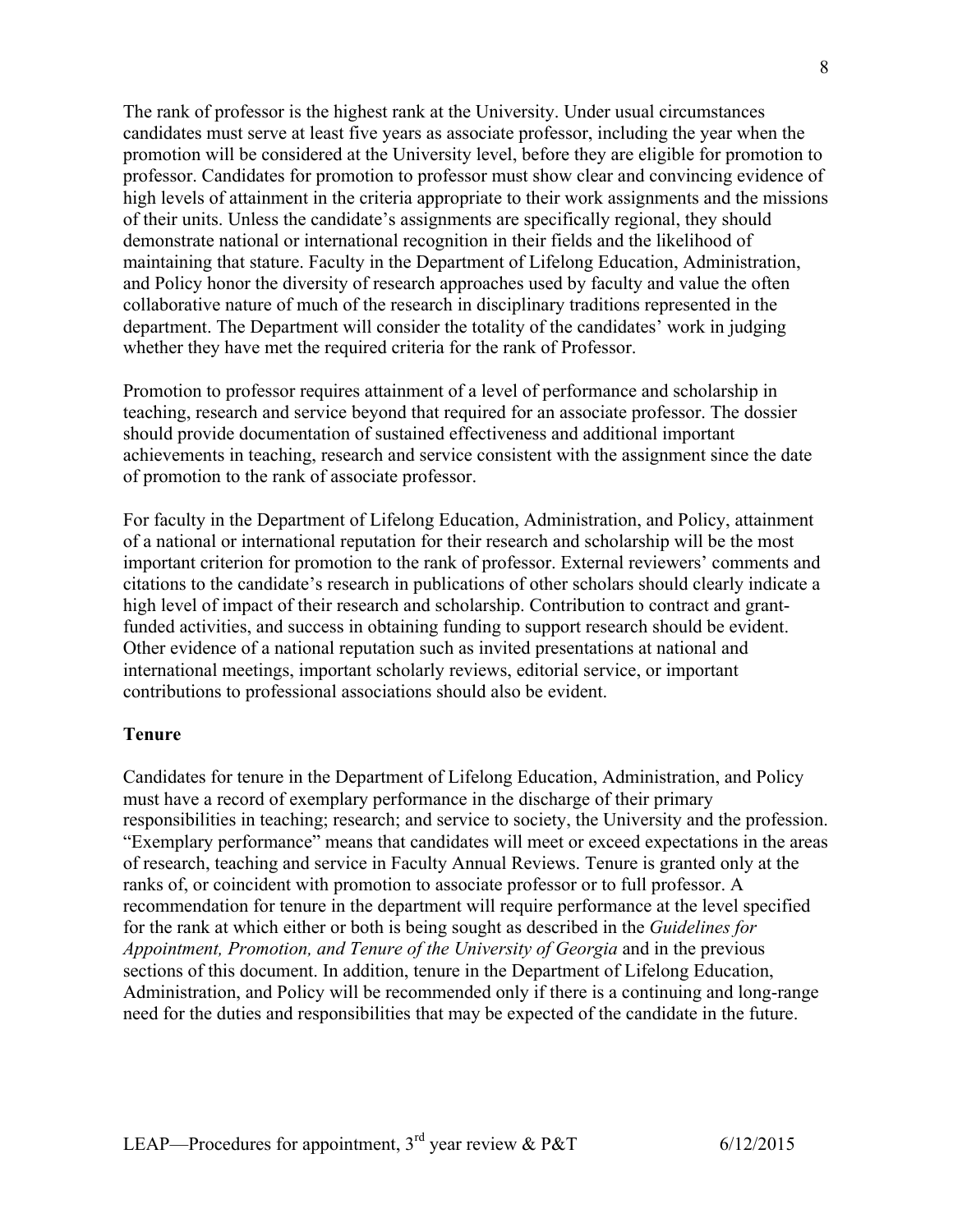The rank of professor is the highest rank at the University. Under usual circumstances candidates must serve at least five years as associate professor, including the year when the promotion will be considered at the University level, before they are eligible for promotion to professor. Candidates for promotion to professor must show clear and convincing evidence of high levels of attainment in the criteria appropriate to their work assignments and the missions of their units. Unless the candidate's assignments are specifically regional, they should demonstrate national or international recognition in their fields and the likelihood of maintaining that stature. Faculty in the Department of Lifelong Education, Administration, and Policy honor the diversity of research approaches used by faculty and value the often collaborative nature of much of the research in disciplinary traditions represented in the department. The Department will consider the totality of the candidates' work in judging whether they have met the required criteria for the rank of Professor.

Promotion to professor requires attainment of a level of performance and scholarship in teaching, research and service beyond that required for an associate professor. The dossier should provide documentation of sustained effectiveness and additional important achievements in teaching, research and service consistent with the assignment since the date of promotion to the rank of associate professor.

For faculty in the Department of Lifelong Education, Administration, and Policy, attainment of a national or international reputation for their research and scholarship will be the most important criterion for promotion to the rank of professor. External reviewers' comments and citations to the candidate's research in publications of other scholars should clearly indicate a high level of impact of their research and scholarship. Contribution to contract and grant-funded activities, and success in obtaining funding to support research should be evident. Other evidence of a national reputation such as invited presentations at national and international meetings, important scholarly reviews, editorial service, or important contributions to professional associations should also be evident.

**Tenure**

Candidates for tenure in the Department of Lifelong Education, Administration, and Policy must have a record of exemplary performance in the discharge of their primary responsibilities in teaching; research; and service to society, the University and the profession. "Exemplary performance" means that candidates will meet or exceed expectations in the areas of research, teaching and service in Faculty Annual Reviews. Tenure is granted only at the ranks of, or coincident with promotion to associate professor or to full professor. A recommendation for tenure in the department will require performance at the level specified for the rank at which either or both is being sought as described in the *Guidelines for Appointment, Promotion, and Tenure of the University of Georgia* and in the previous sections of this document. In addition, tenure in the Department of Lifelong Education, Administration, and Policy will be recommended only if there is a continuing and long-range need for the duties and responsibilities that may be expected of the candidate in the future.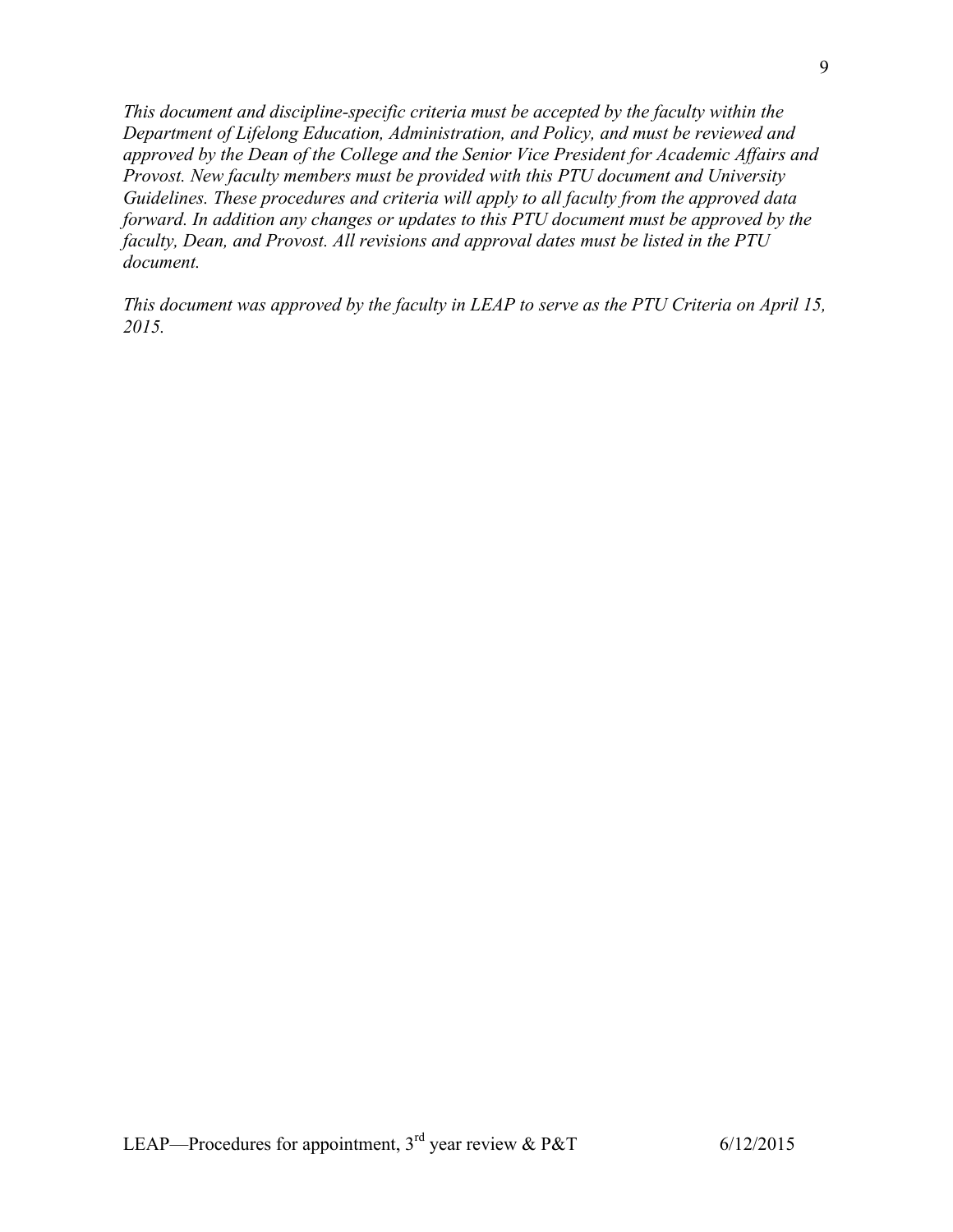*This document and discipline-specific criteria must be accepted by the faculty within the Department of Lifelong Education, Administration, and Policy, and must be reviewed and approved by the Dean of the College and the Senior Vice President for Academic Affairs and Provost. New faculty members must be provided with this PTU document and University Guidelines. These procedures and criteria will apply to all faculty from the approved data forward. In addition any changes or updates to this PTU document must be approved by the faculty, Dean, and Provost. All revisions and approval dates must be listed in the PTU document.*

*This document was approved by the faculty in LEAP to serve as the PTU Criteria on April 15, 2015.*